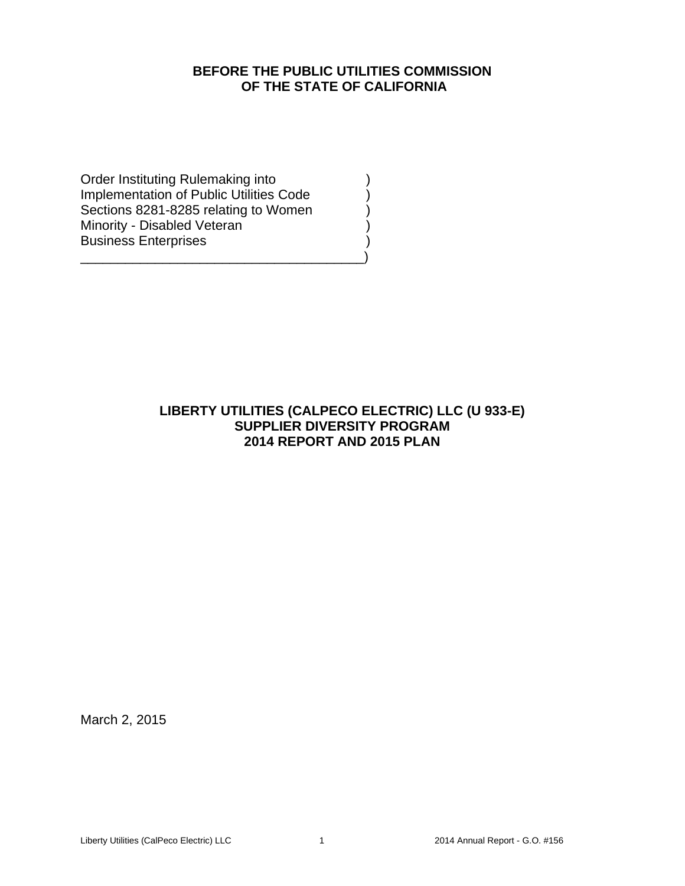**BEFORE THE PUBLIC UTILITIES COMMISSION**
**OF THE STATE OF CALIFORNIA**

Order Instituting Rulemaking into )
Implementation of Public Utilities Code )
Sections 8281-8285 relating to Women )
Minority - Disabled Veteran )
Business Enterprises )
_______________________________________)

**LIBERTY UTILITIES (CALPECO ELECTRIC) LLC (U 933-E)**
**SUPPLIER DIVERSITY PROGRAM**
**2014 REPORT AND 2015 PLAN**

March 2, 2015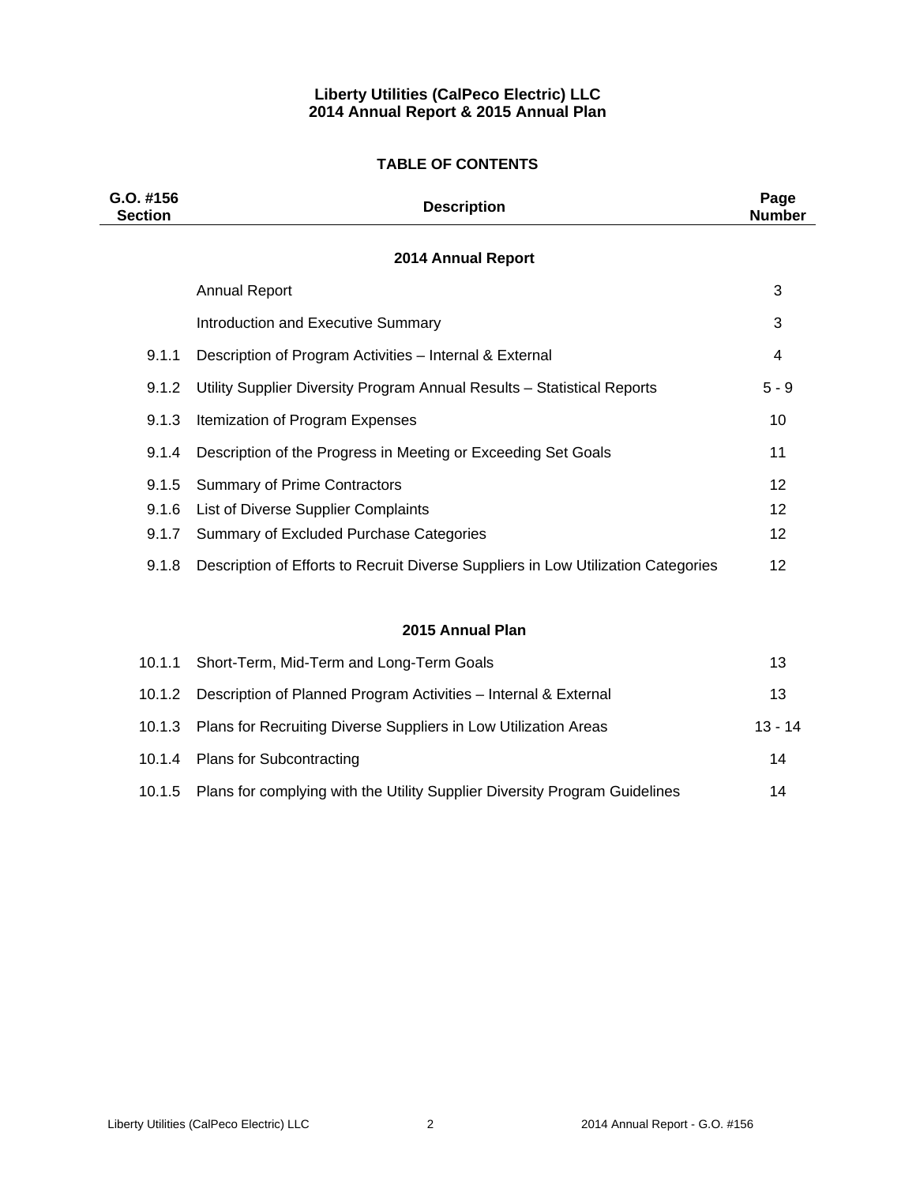**Liberty Utilities (CalPeco Electric) LLC**
**2014 Annual Report & 2015 Annual Plan**

## TABLE OF CONTENTS

| G.O. #156 Section | Description | Page Number |
|---|---|---|
| | **2014 Annual Report** | |
| | Annual Report | 3 |
| | Introduction and Executive Summary | 3 |
| 9.1.1 | Description of Program Activities – Internal & External | 4 |
| 9.1.2 | Utility Supplier Diversity Program Annual Results – Statistical Reports | 5 - 9 |
| 9.1.3 | Itemization of Program Expenses | 10 |
| 9.1.4 | Description of the Progress in Meeting or Exceeding Set Goals | 11 |
| 9.1.5 | Summary of Prime Contractors | 12 |
| 9.1.6 | List of Diverse Supplier Complaints | 12 |
| 9.1.7 | Summary of Excluded Purchase Categories | 12 |
| 9.1.8 | Description of Efforts to Recruit Diverse Suppliers in Low Utilization Categories | 12 |
| | **2015 Annual Plan** | |
| 10.1.1 | Short-Term, Mid-Term and Long-Term Goals | 13 |
| 10.1.2 | Description of Planned Program Activities – Internal & External | 13 |
| 10.1.3 | Plans for Recruiting Diverse Suppliers in Low Utilization Areas | 13 - 14 |
| 10.1.4 | Plans for Subcontracting | 14 |
| 10.1.5 | Plans for complying with the Utility Supplier Diversity Program Guidelines | 14 |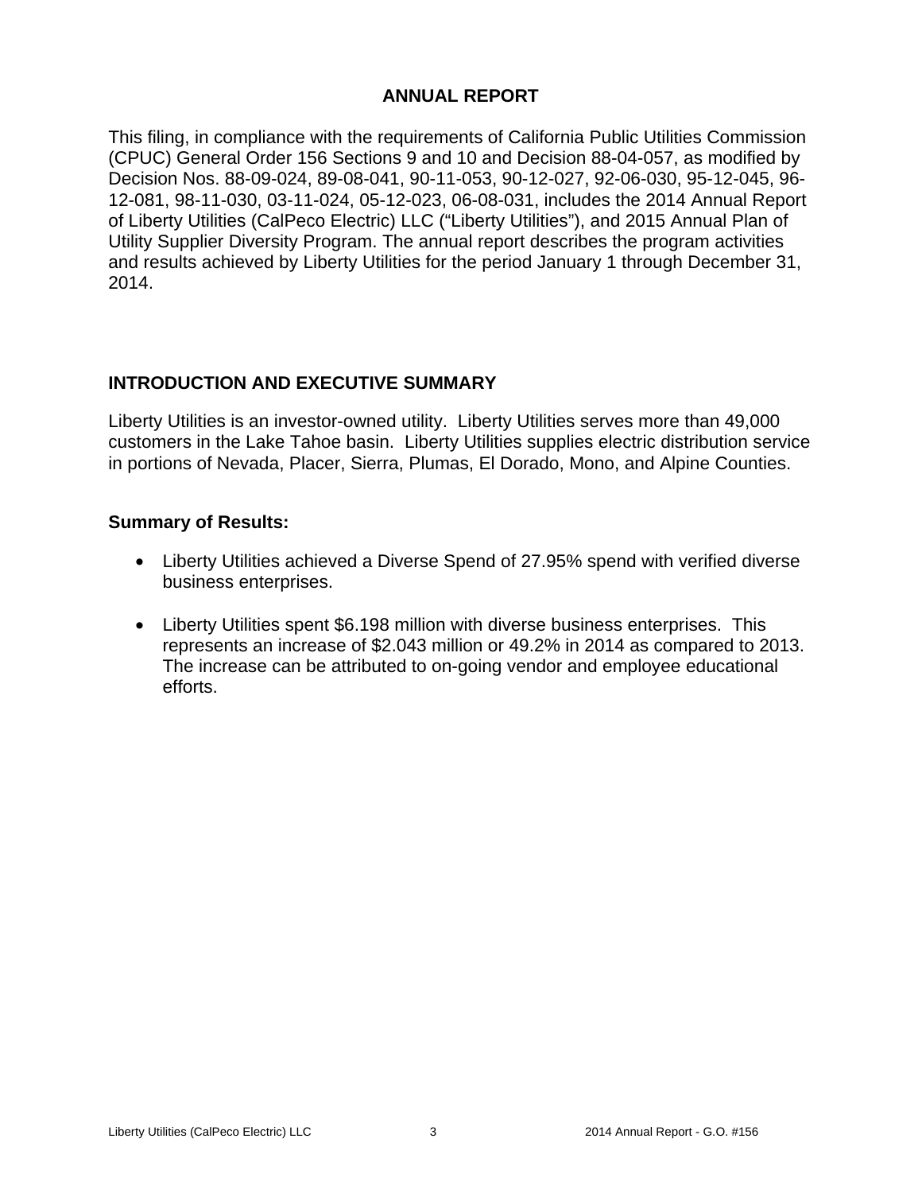## ANNUAL REPORT

This filing, in compliance with the requirements of California Public Utilities Commission (CPUC) General Order 156 Sections 9 and 10 and Decision 88-04-057, as modified by Decision Nos. 88-09-024, 89-08-041, 90-11-053, 90-12-027, 92-06-030, 95-12-045, 96-12-081, 98-11-030, 03-11-024, 05-12-023, 06-08-031, includes the 2014 Annual Report of Liberty Utilities (CalPeco Electric) LLC ("Liberty Utilities"), and 2015 Annual Plan of Utility Supplier Diversity Program. The annual report describes the program activities and results achieved by Liberty Utilities for the period January 1 through December 31, 2014.

## INTRODUCTION AND EXECUTIVE SUMMARY

Liberty Utilities is an investor-owned utility. Liberty Utilities serves more than 49,000 customers in the Lake Tahoe basin. Liberty Utilities supplies electric distribution service in portions of Nevada, Placer, Sierra, Plumas, El Dorado, Mono, and Alpine Counties.

### Summary of Results:

- Liberty Utilities achieved a Diverse Spend of 27.95% spend with verified diverse business enterprises.
- Liberty Utilities spent $6.198 million with diverse business enterprises. This represents an increase of $2.043 million or 49.2% in 2014 as compared to 2013. The increase can be attributed to on-going vendor and employee educational efforts.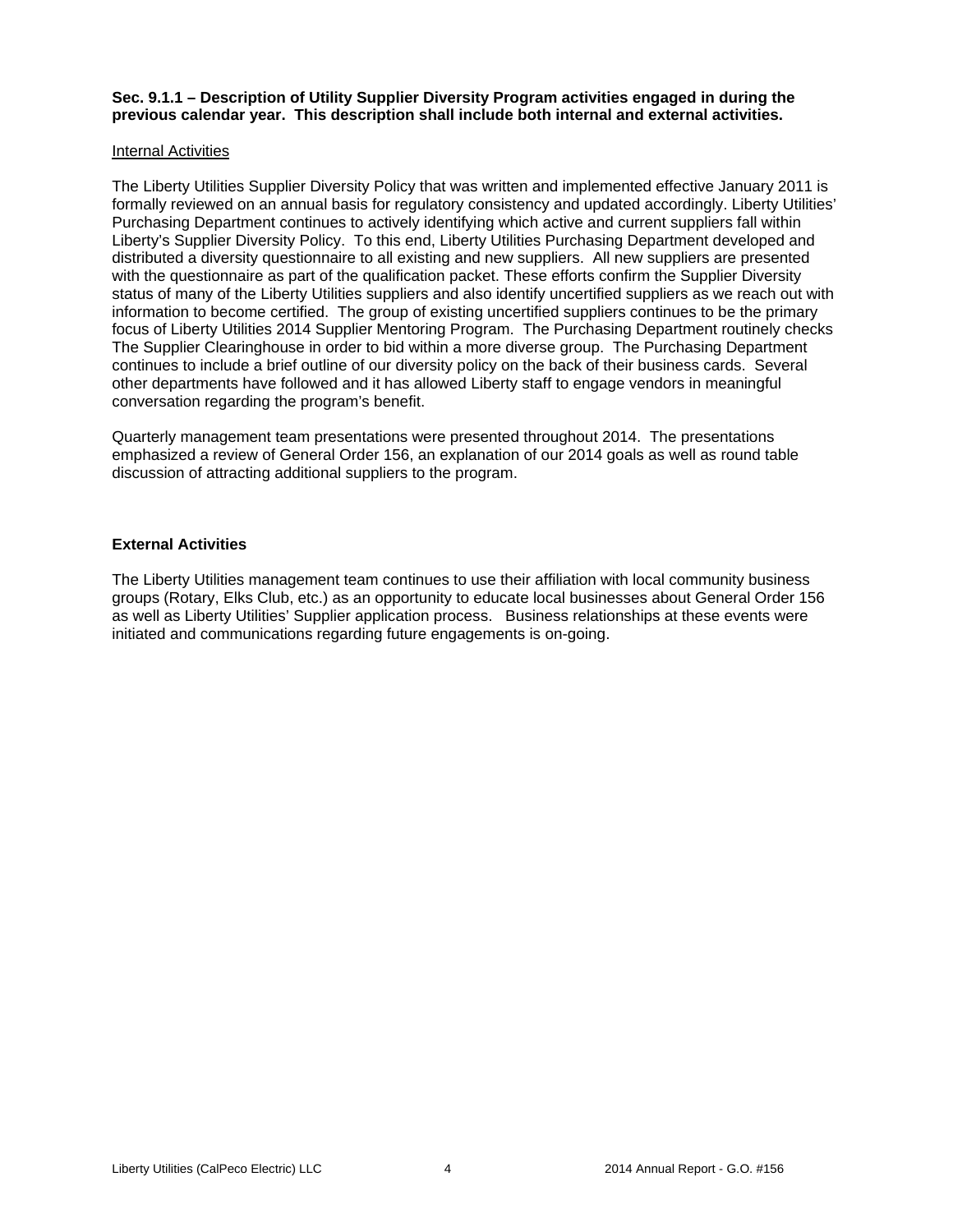**Sec. 9.1.1 – Description of Utility Supplier Diversity Program activities engaged in during the previous calendar year. This description shall include both internal and external activities.**

Internal Activities

The Liberty Utilities Supplier Diversity Policy that was written and implemented effective January 2011 is formally reviewed on an annual basis for regulatory consistency and updated accordingly. Liberty Utilities' Purchasing Department continues to actively identifying which active and current suppliers fall within Liberty's Supplier Diversity Policy. To this end, Liberty Utilities Purchasing Department developed and distributed a diversity questionnaire to all existing and new suppliers. All new suppliers are presented with the questionnaire as part of the qualification packet. These efforts confirm the Supplier Diversity status of many of the Liberty Utilities suppliers and also identify uncertified suppliers as we reach out with information to become certified. The group of existing uncertified suppliers continues to be the primary focus of Liberty Utilities 2014 Supplier Mentoring Program. The Purchasing Department routinely checks The Supplier Clearinghouse in order to bid within a more diverse group. The Purchasing Department continues to include a brief outline of our diversity policy on the back of their business cards. Several other departments have followed and it has allowed Liberty staff to engage vendors in meaningful conversation regarding the program's benefit.

Quarterly management team presentations were presented throughout 2014. The presentations emphasized a review of General Order 156, an explanation of our 2014 goals as well as round table discussion of attracting additional suppliers to the program.

**External Activities**

The Liberty Utilities management team continues to use their affiliation with local community business groups (Rotary, Elks Club, etc.) as an opportunity to educate local businesses about General Order 156 as well as Liberty Utilities' Supplier application process. Business relationships at these events were initiated and communications regarding future engagements is on-going.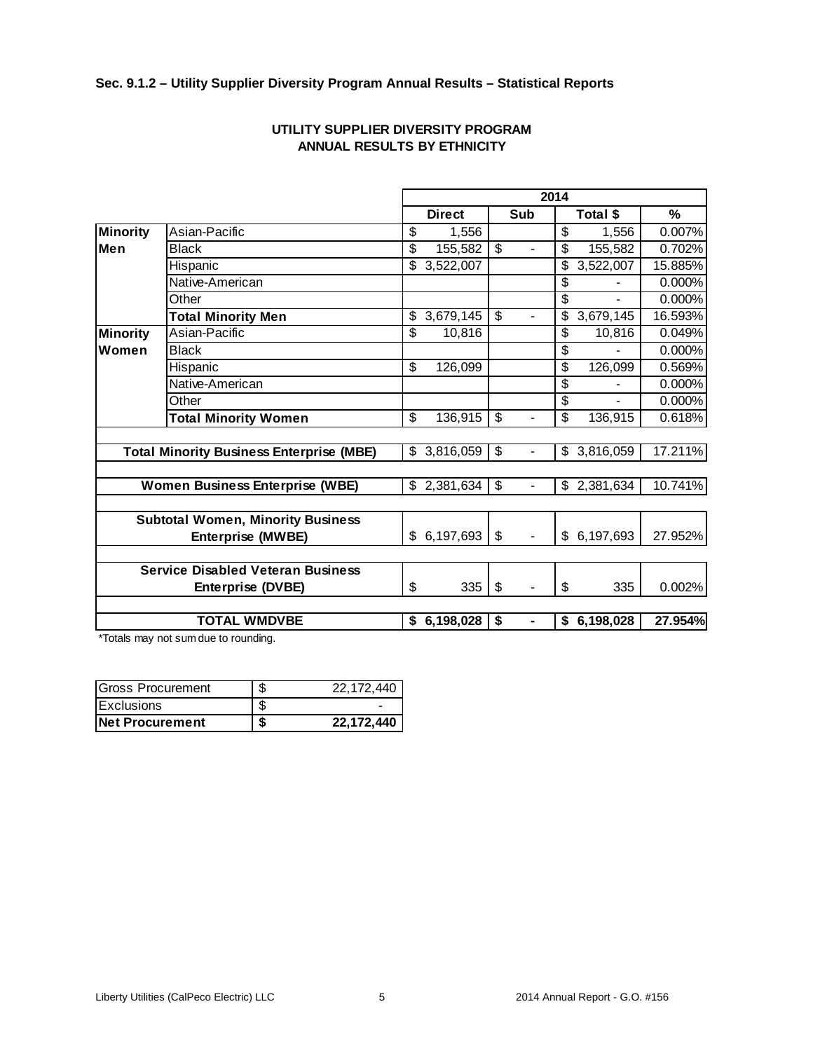### Sec. 9.1.2 – Utility Supplier Diversity Program Annual Results – Statistical Reports

**UTILITY SUPPLIER DIVERSITY PROGRAM**
**ANNUAL RESULTS BY ETHNICITY**

| | | 2014 | | | |
|---|---|---|---|---|---|
| | | **Direct** | **Sub** | **Total $** | **%** |
| **Minority Men** | Asian-Pacific | $ 1,556 | | $ 1,556 | 0.007% |
| | Black | $ 155,582 | $ - | $ 155,582 | 0.702% |
| | Hispanic | $ 3,522,007 | | $ 3,522,007 | 15.885% |
| | Native-American | | | $ - | 0.000% |
| | Other | | | $ - | 0.000% |
| | **Total Minority Men** | $ 3,679,145 | $ - | $ 3,679,145 | 16.593% |
| **Minority Women** | Asian-Pacific | $ 10,816 | | $ 10,816 | 0.049% |
| | Black | | | $ - | 0.000% |
| | Hispanic | $ 126,099 | | $ 126,099 | 0.569% |
| | Native-American | | | $ - | 0.000% |
| | Other | | | $ - | 0.000% |
| | **Total Minority Women** | $ 136,915 | $ - | $ 136,915 | 0.618% |
| **Total Minority Business Enterprise (MBE)** | | $ 3,816,059 | $ - | $ 3,816,059 | 17.211% |
| **Women Business Enterprise (WBE)** | | $ 2,381,634 | $ - | $ 2,381,634 | 10.741% |
| **Subtotal Women, Minority Business Enterprise (MWBE)** | | $ 6,197,693 | $ - | $ 6,197,693 | 27.952% |
| **Service Disabled Veteran Business Enterprise (DVBE)** | | $ 335 | $ - | $ 335 | 0.002% |
| **TOTAL WMDVBE** | | **$ 6,198,028** | **$ -** | **$ 6,198,028** | **27.954%** |

*Totals may not sum due to rounding.

| | |
|---|---|
| Gross Procurement | $ 22,172,440 |
| Exclusions | $ - |
| **Net Procurement** | **$ 22,172,440** |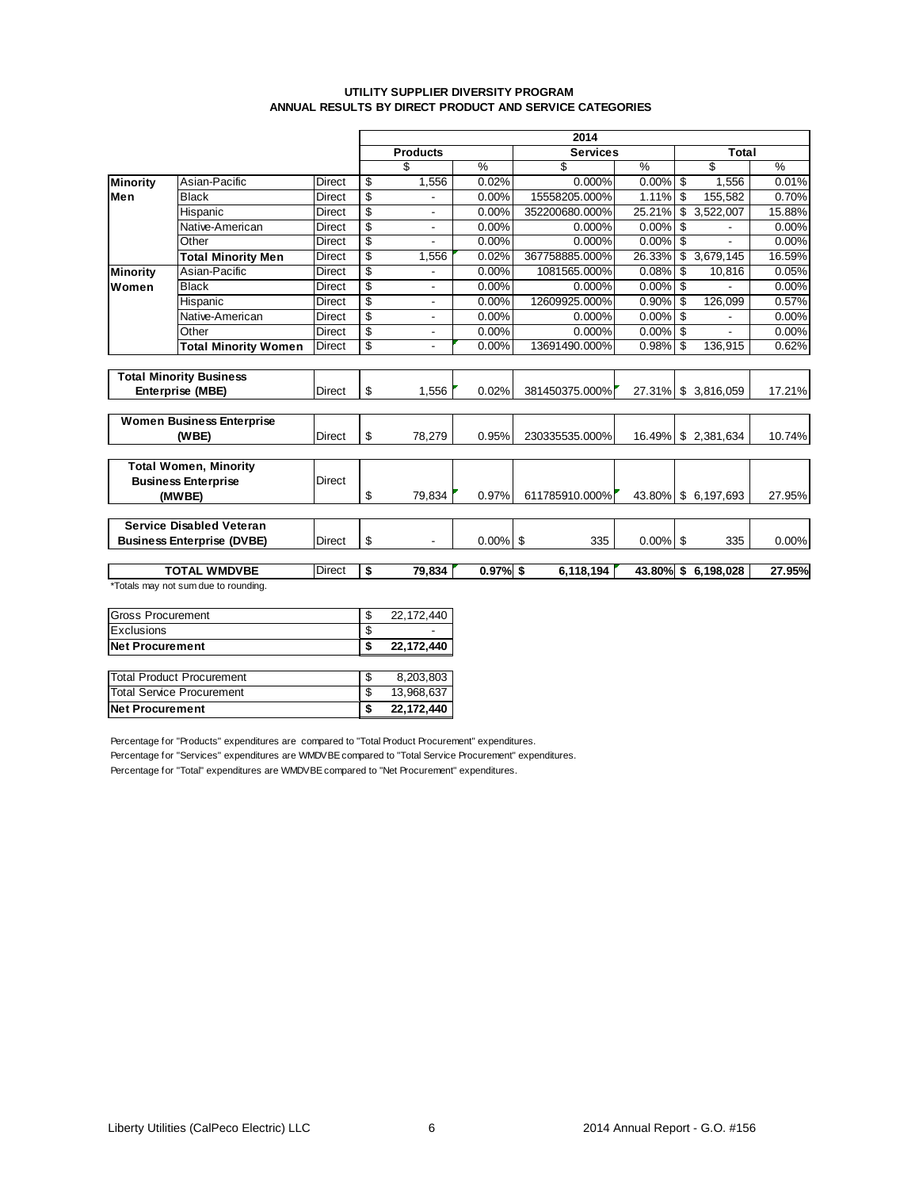**UTILITY SUPPLIER DIVERSITY PROGRAM**
**ANNUAL RESULTS BY DIRECT PRODUCT AND SERVICE CATEGORIES**

| | | | 2014 | | | | | |
|---|---|---|---|---|---|---|---|---|
| | | | **Products** | | **Services** | | **Total** | |
| | | | $ | % | $ | % | $ | % |
| **Minority Men** | Asian-Pacific | Direct | $ 1,556 | 0.02% | 0.000% | 0.00% | $ 1,556 | 0.01% |
| | Black | Direct | $ - | 0.00% | 15558205.000% | 1.11% | $ 155,582 | 0.70% |
| | Hispanic | Direct | $ - | 0.00% | 352200680.000% | 25.21% | $ 3,522,007 | 15.88% |
| | Native-American | Direct | $ - | 0.00% | 0.000% | 0.00% | $ - | 0.00% |
| | Other | Direct | $ - | 0.00% | 0.000% | 0.00% | $ - | 0.00% |
| | **Total Minority Men** | Direct | $ 1,556 | 0.02% | 367758885.000% | 26.33% | $ 3,679,145 | 16.59% |
| **Minority Women** | Asian-Pacific | Direct | $ - | 0.00% | 1081565.000% | 0.08% | $ 10,816 | 0.05% |
| | Black | Direct | $ - | 0.00% | 0.000% | 0.00% | $ - | 0.00% |
| | Hispanic | Direct | $ - | 0.00% | 12609925.000% | 0.90% | $ 126,099 | 0.57% |
| | Native-American | Direct | $ - | 0.00% | 0.000% | 0.00% | $ - | 0.00% |
| | Other | Direct | $ - | 0.00% | 0.000% | 0.00% | $ - | 0.00% |
| | **Total Minority Women** | Direct | $ - | 0.00% | 13691490.000% | 0.98% | $ 136,915 | 0.62% |
| **Total Minority Business Enterprise (MBE)** | | Direct | $ 1,556 | 0.02% | 381450375.000% | 27.31% | $ 3,816,059 | 17.21% |
| **Women Business Enterprise (WBE)** | | Direct | $ 78,279 | 0.95% | 230335535.000% | 16.49% | $ 2,381,634 | 10.74% |
| **Total Women, Minority Business Enterprise (MWBE)** | | Direct | $ 79,834 | 0.97% | 611785910.000% | 43.80% | $ 6,197,693 | 27.95% |
| **Service Disabled Veteran Business Enterprise (DVBE)** | | Direct | $ - | 0.00% | $ 335 | 0.00% | $ 335 | 0.00% |
| **TOTAL WMDVBE** | | Direct | **$ 79,834** | **0.97%** | **$ 6,118,194** | **43.80%** | **$ 6,198,028** | **27.95%** |

*Totals may not sum due to rounding.

| | |
|---|---|
| Gross Procurement | $ 22,172,440 |
| Exclusions | $ - |
| **Net Procurement** | **$ 22,172,440** |

| | |
|---|---|
| Total Product Procurement | $ 8,203,803 |
| Total Service Procurement | $ 13,968,637 |
| **Net Procurement** | **$ 22,172,440** |

Percentage for "Products" expenditures are compared to "Total Product Procurement" expenditures.

Percentage for "Services" expenditures are WMDVBE compared to "Total Service Procurement" expenditures.

Percentage for "Total" expenditures are WMDVBE compared to "Net Procurement" expenditures.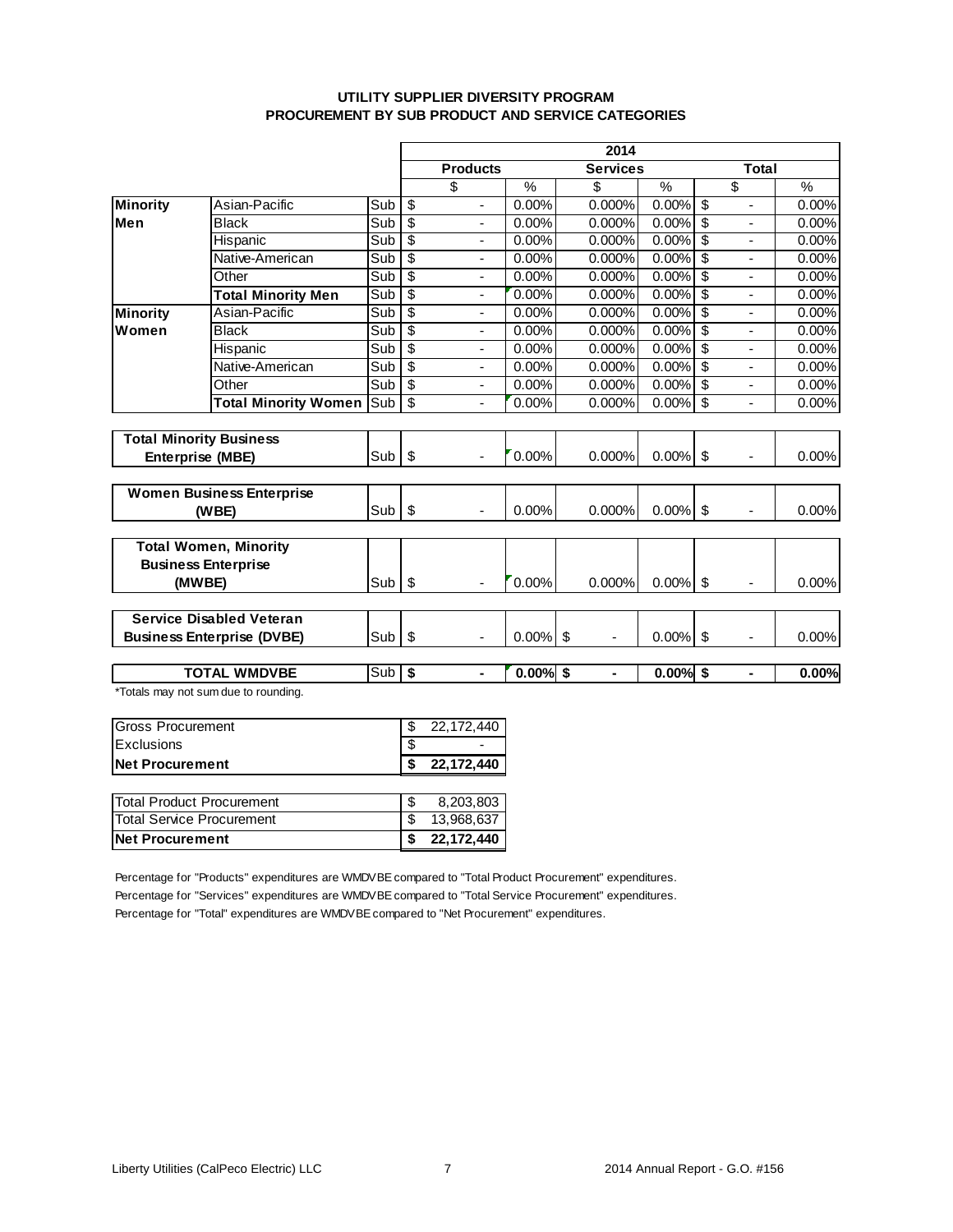## UTILITY SUPPLIER DIVERSITY PROGRAM
## PROCUREMENT BY SUB PRODUCT AND SERVICE CATEGORIES

| | | | 2014 | | | | | |
|---|---|---|---|---|---|---|---|---|
| | | | Products | | Services | | Total | |
| | | | $ | % | $ | % | $ | % |
| **Minority Men** | Asian-Pacific | Sub | $ - | 0.00% | 0.000% | 0.00% | $ - | 0.00% |
| | Black | Sub | $ - | 0.00% | 0.000% | 0.00% | $ - | 0.00% |
| | Hispanic | Sub | $ - | 0.00% | 0.000% | 0.00% | $ - | 0.00% |
| | Native-American | Sub | $ - | 0.00% | 0.000% | 0.00% | $ - | 0.00% |
| | Other | Sub | $ - | 0.00% | 0.000% | 0.00% | $ - | 0.00% |
| | **Total Minority Men** | Sub | $ - | 0.00% | 0.000% | 0.00% | $ - | 0.00% |
| **Minority Women** | Asian-Pacific | Sub | $ - | 0.00% | 0.000% | 0.00% | $ - | 0.00% |
| | Black | Sub | $ - | 0.00% | 0.000% | 0.00% | $ - | 0.00% |
| | Hispanic | Sub | $ - | 0.00% | 0.000% | 0.00% | $ - | 0.00% |
| | Native-American | Sub | $ - | 0.00% | 0.000% | 0.00% | $ - | 0.00% |
| | Other | Sub | $ - | 0.00% | 0.000% | 0.00% | $ - | 0.00% |
| | **Total Minority Women** | Sub | $ - | 0.00% | 0.000% | 0.00% | $ - | 0.00% |
| **Total Minority Business Enterprise (MBE)** | | Sub | $ - | 0.00% | 0.000% | 0.00% | $ - | 0.00% |
| **Women Business Enterprise (WBE)** | | Sub | $ - | 0.00% | 0.000% | 0.00% | $ - | 0.00% |
| **Total Women, Minority Business Enterprise (MWBE)** | | Sub | $ - | 0.00% | 0.000% | 0.00% | $ - | 0.00% |
| **Service Disabled Veteran Business Enterprise (DVBE)** | | Sub | $ - | 0.00% | $ - | 0.00% | $ - | 0.00% |
| **TOTAL WMDVBE** | | Sub | **$ -** | **0.00%** | **$ -** | **0.00%** | **$ -** | **0.00%** |

*Totals may not sum due to rounding.

| | |
|---|---|
| Gross Procurement | $ 22,172,440 |
| Exclusions | $ - |
| **Net Procurement** | **$ 22,172,440** |

| | |
|---|---|
| Total Product Procurement | $ 8,203,803 |
| Total Service Procurement | $ 13,968,637 |
| **Net Procurement** | **$ 22,172,440** |

Percentage for "Products" expenditures are WMDVBE compared to "Total Product Procurement" expenditures.

Percentage for "Services" expenditures are WMDVBE compared to "Total Service Procurement" expenditures.

Percentage for "Total" expenditures are WMDVBE compared to "Net Procurement" expenditures.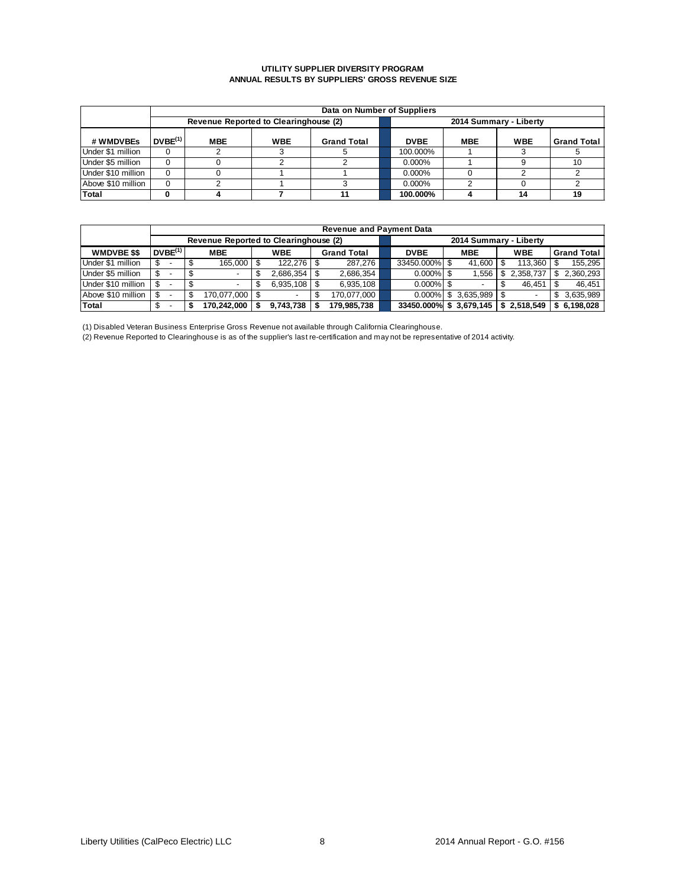**UTILITY SUPPLIER DIVERSITY PROGRAM**
**ANNUAL RESULTS BY SUPPLIERS' GROSS REVENUE SIZE**

| | Data on Number of Suppliers | | | | | | | |
|---|---|---|---|---|---|---|---|---|
| | Revenue Reported to Clearinghouse (2) | | | | 2014 Summary - Liberty | | | |
| **# WMDVBEs** | **DVBE(1)** | **MBE** | **WBE** | **Grand Total** | **DVBE** | **MBE** | **WBE** | **Grand Total** |
| Under $1 million | 0 | 2 | 3 | 5 | 100.000% | 1 | 3 | 5 |
| Under $5 million | 0 | 0 | 2 | 2 | 0.000% | 1 | 9 | 10 |
| Under $10 million | 0 | 0 | 1 | 1 | 0.000% | 0 | 2 | 2 |
| Above $10 million | 0 | 2 | 1 | 3 | 0.000% | 2 | 0 | 2 |
| **Total** | **0** | **4** | **7** | **11** | **100.000%** | **4** | **14** | **19** |

| | Revenue and Payment Data | | | | | | | |
|---|---|---|---|---|---|---|---|---|
| | Revenue Reported to Clearinghouse (2) | | | | 2014 Summary - Liberty | | | |
| **WMDVBE $$** | **DVBE(1)** | **MBE** | **WBE** | **Grand Total** | **DVBE** | **MBE** | **WBE** | **Grand Total** |
| Under $1 million | $ - | $ 165,000 | $ 122,276 | $ 287,276 | 33450.000% | $ 41,600 | $ 113,360 | $ 155,295 |
| Under $5 million | $ - | $ - | $ 2,686,354 | $ 2,686,354 | 0.000% | $ 1,556 | $ 2,358,737 | $ 2,360,293 |
| Under $10 million | $ - | $ - | $ 6,935,108 | $ 6,935,108 | 0.000% | $ - | $ 46,451 | $ 46,451 |
| Above $10 million | $ - | $ 170,077,000 | $ - | $ 170,077,000 | 0.000% | $ 3,635,989 | $ - | $ 3,635,989 |
| **Total** | $ - | **$ 170,242,000** | **$ 9,743,738** | **$ 179,985,738** | **33450.000%** | **$ 3,679,145** | **$ 2,518,549** | **$ 6,198,028** |

(1) Disabled Veteran Business Enterprise Gross Revenue not available through California Clearinghouse.

(2) Revenue Reported to Clearinghouse is as of the supplier's last re-certification and may not be representative of 2014 activity.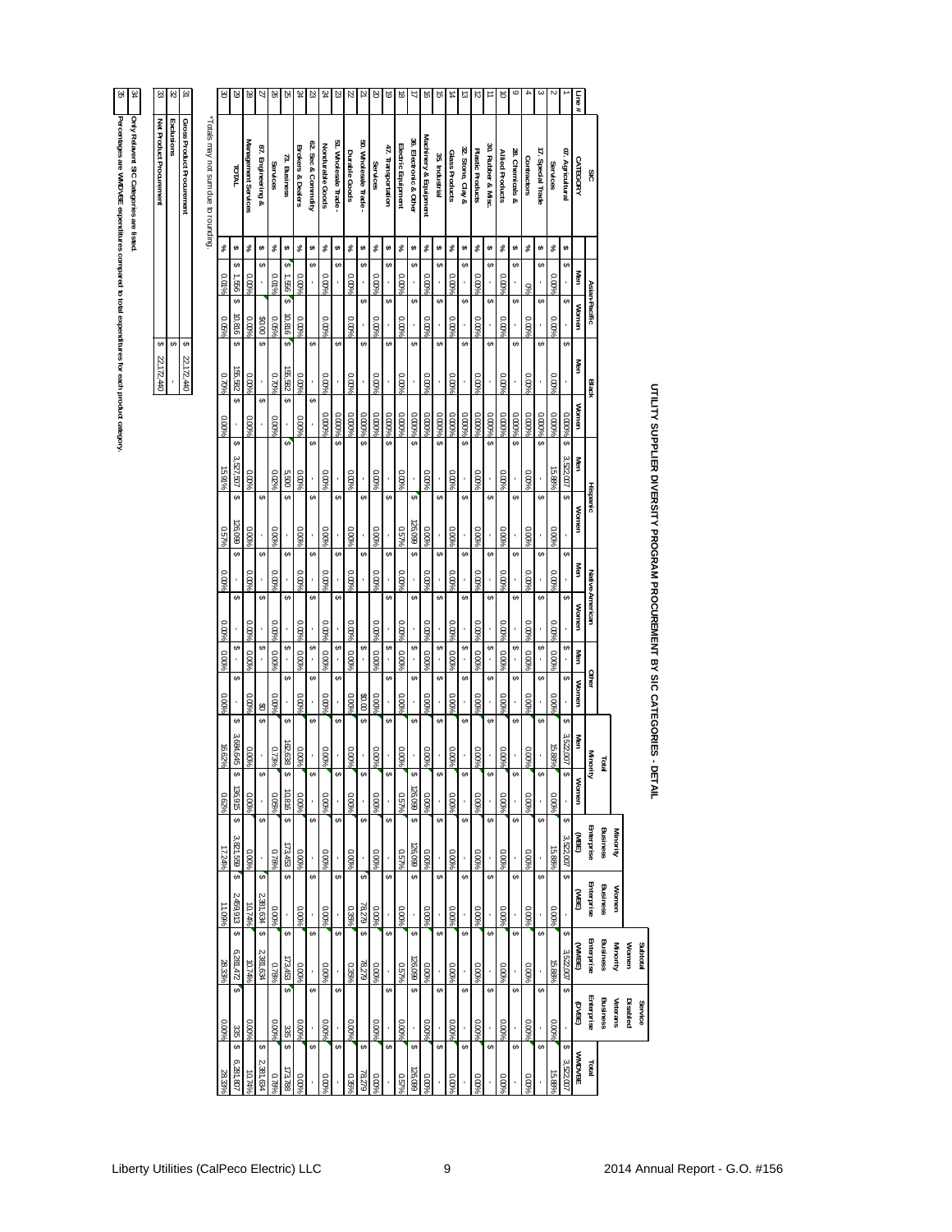# UTILITY SUPPLIER DIVERSITY PROGRAM PROCUREMENT BY SIC CATEGORIES - DETAIL

| Line # | SIC CATEGORY | | Asian-Pacific | | Black | | Hispanic | | Native-American | | Other | | Total Minority | | Minority Business Enterprise (MBE) | Women Business Enterprise (WBE) | Subtotal Women Minority Business Enterprise (WMBE) | Service Disabled Veterans Business Enterprise (DVBE) | Total WMDVBE |
|---|---|---|---|---|---|---|---|---|---|---|---|---|---|---|---|---|---|---|---|
| | | | Men | Women | Men | Women | Men | Women | Men | Women | Men | Women | Men | Women | | | | | |
| 1 | 07. Agricultural | $ | - | - | - | - | 3,522,007 | - | - | - | - | - | 3,522,007 | - | 3,522,007 | - | 3,522,007 | - | 3,522,007 |
| 2 | Services | % | 0.00% | 0.00% | 0.00% | 0.000% | 15.88% | 0.00% | 0.00% | 0.00% | 0.00% | 0.00% | 15.88% | 0.00% | 15.88% | 0.00% | 15.88% | 0.00% | 15.88% |
| 3 | 17. Special Trade | $ | - | - | - | - | - | - | - | - | - | - | - | - | - | - | - | - | - |
| 4 | Contractors | % | 0% | 0.00% | 0.00% | 0.000% | 0.00% | 0.00% | 0.00% | 0.00% | 0.00% | 0.00% | 0.00% | 0.00% | 0.00% | 0.00% | 0.00% | 0.00% | 0.00% |
| 9 | 28. Chemicals & | $ | - | - | - | - | - | - | - | - | - | - | - | - | - | - | - | - | - |
| 10 | Allied Products | % | 0.00% | 0.00% | 0.00% | 0.000% | 0.00% | 0.00% | 0.00% | 0.00% | 0.00% | 0.00% | 0.00% | 0.00% | 0.00% | 0.00% | 0.00% | 0.00% | 0.00% |
| 11 | 30. Rubber & Misc. | $ | - | - | - | - | - | - | - | - | - | - | - | - | - | - | - | - | - |
| 12 | Plastic Products | % | 0.00% | 0.00% | 0.00% | 0.000% | 0.00% | 0.00% | 0.00% | 0.00% | 0.00% | 0.00% | 0.00% | 0.00% | 0.00% | 0.00% | 0.00% | 0.00% | 0.00% |
| 13 | 32. Stone, Clay & | $ | - | - | - | - | - | - | - | - | - | - | - | - | - | - | - | - | - |
| 14 | Glass Products | % | 0.00% | 0.00% | 0.00% | 0.000% | 0.00% | 0.00% | 0.00% | 0.00% | 0.00% | 0.00% | 0.00% | 0.00% | 0.00% | 0.00% | 0.00% | 0.00% | 0.00% |
| 15 | 35. Industrial | $ | - | - | - | - | - | - | - | - | - | - | - | - | - | - | - | - | - |
| 16 | Machinery & Equipment | % | 0.00% | 0.00% | 0.00% | 0.000% | 0.00% | 0.00% | 0.00% | 0.00% | 0.00% | 0.00% | 0.00% | 0.00% | 0.00% | 0.00% | 0.00% | 0.00% | 0.00% |
| 17 | 36. Electronic & Other | $ | - | - | - | - | - | 126,099 | - | - | - | - | - | 126,099 | 126,099 | - | 126,099 | - | 126,099 |
| 18 | Electric Equipment | % | 0.00% | 0.00% | 0.00% | 0.000% | 0.00% | 0.57% | 0.00% | 0.00% | 0.00% | 0.00% | 0.00% | 0.57% | 0.57% | 0.00% | 0.57% | 0.00% | 0.57% |
| 19 | 47. Transportation | $ | - | - | - | - | - | - | - | - | - | - | - | - | - | - | - | - | - |
| 20 | Services | % | 0.00% | 0.00% | 0.00% | 0.000% | 0.00% | 0.00% | 0.00% | 0.00% | 0.00% | 0.00% | 0.00% | 0.00% | 0.00% | 0.00% | 0.00% | 0.00% | 0.00% |
| 21 | 50. Wholesale Trade - | $ | - | - | - | - | - | - | - | - | - | $0.00 | - | - | - | 78,279 | 78,279 | - | 78,279 |
| 22 | Durable Goods | % | 0.00% | 0.00% | 0.00% | 0.000% | 0.00% | 0.00% | 0.00% | 0.00% | 0.00% | 0.00% | 0.00% | 0.00% | 0.00% | 0.35% | 0.35% | 0.00% | 0.35% |
| 23 | 51. Wholesale Trade - | $ | - | - | - | - | - | - | - | - | - | - | - | - | - | - | - | - | - |
| 24 | Nondurable Goods | % | 0.00% | 0.00% | 0.00% | 0.000% | 0.00% | 0.00% | 0.00% | 0.00% | 0.00% | 0.00% | 0.00% | 0.00% | 0.00% | 0.00% | 0.00% | 0.00% | 0.00% |
| 23 | 62. Sec.& Commodity | $ | - | - | - | - | - | - | - | - | - | - | - | - | - | - | - | - | - |
| 24 | Brokers & Dealers | % | 0.00% | 0.00% | 0.00% | 0.00% | 0.00% | 0.00% | 0.00% | 0.00% | 0.00% | 0.00% | 0.00% | 0.00% | 0.00% | 0.00% | 0.00% | 0.00% | 0.00% |
| 25 | 73. Business | $ | 1,556 | 10,816 | 155,582 | - | 5,500 | - | - | - | - | - | 162,638 | 10,816 | 173,453 | - | 173,453 | 335 | 173,788 |
| 26 | Services | % | 0.01% | 0.05% | 0.70% | 0.000% | 0.02% | 0.00% | 0.00% | 0.00% | 0.00% | 0.00% | 0.73% | 0.05% | 0.78% | 0.00% | 0.78% | 0.00% | 0.78% |
| 27 | 87. Engineering & | $ | - | $0.00 | - | - | - | - | - | - | - | $0 | - | - | - | 2,381,634 | 2,381,634 | - | 2,381,634 |
| 28 | Management Services | % | 0.00% | 0.00% | 0.00% | 0.000% | 0.00% | 0.00% | 0.00% | 0.00% | 0.00% | 0.00% | 0.00% | 0.00% | 0.00% | 10.74% | 10.74% | 0.00% | 10.74% |
| 29 | TOTAL | $ | 1,556 | 10,816 | 155,582 | - | 3,527,507 | 126,099 | - | - | - | - | 3,684,645 | 136,915 | 3,821,559 | 2,459,913 | 6,281,472 | 335 | 6,281,807 |
| 30 | | % | 0.01% | 0.05% | 0.70% | 0.000% | 15.91% | 0.57% | 0.00% | 0.00% | 0.00% | 0.00% | 16.62% | 0.62% | 17.24% | 11.09% | 28.33% | 0.00% | 28.33% |

*Totals may not sum due to rounding.

| Line # | | |
|---|---|---|
| 31 | Gross Product Procurement | $ 22,172,440 |
| 32 | Exclusions | $ - |
| 33 | Net Product Procurement | $ 22,172,440 |

| Line # | |
|---|---|
| 34 | Only Relevant SIC Categories are listed. |
| 35 | Percentages are WMDVBE expenditures compared to total expenditures for each product category. |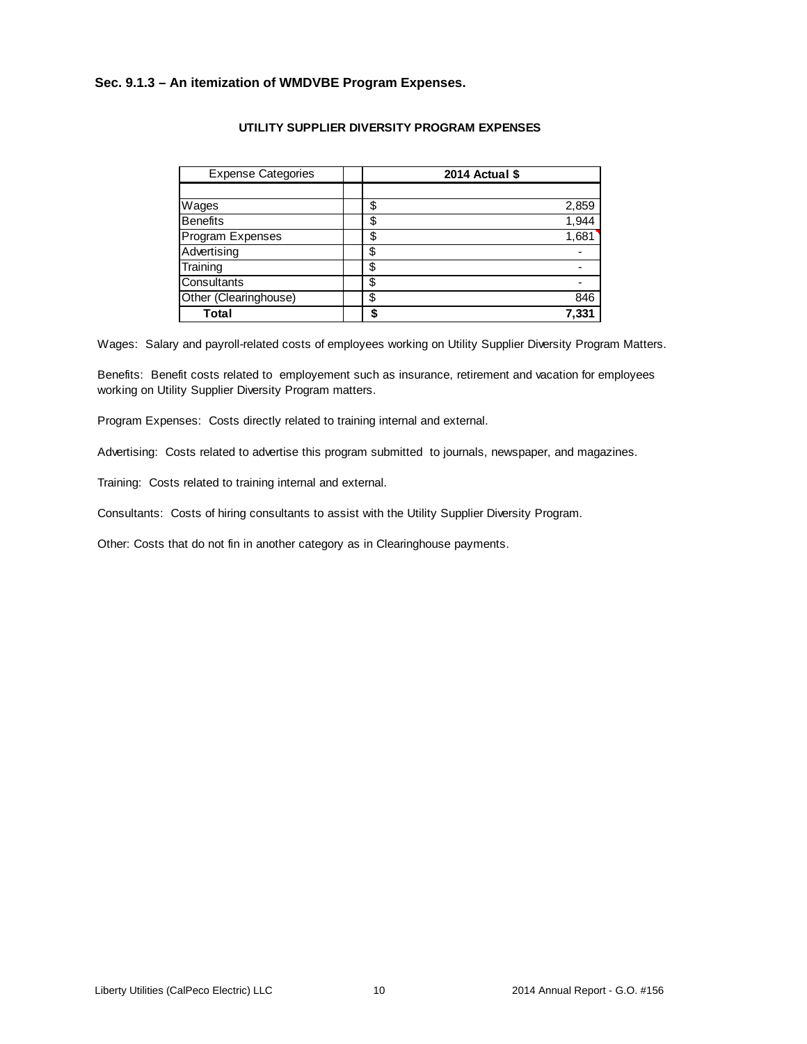### Sec. 9.1.3 – An itemization of WMDVBE Program Expenses.

**UTILITY SUPPLIER DIVERSITY PROGRAM EXPENSES**

| Expense Categories | | **2014 Actual $** |
|---|---|---|
| Wages | | $ 2,859 |
| Benefits | | $ 1,944 |
| Program Expenses | | $ 1,681 |
| Advertising | | $ - |
| Training | | $ - |
| Consultants | | $ - |
| Other (Clearinghouse) | | $ 846 |
| **Total** | | **$ 7,331** |

Wages: Salary and payroll-related costs of employees working on Utility Supplier Diversity Program Matters.

Benefits: Benefit costs related to employement such as insurance, retirement and vacation for employees working on Utility Supplier Diversity Program matters.

Program Expenses: Costs directly related to training internal and external.

Advertising: Costs related to advertise this program submitted to journals, newspaper, and magazines.

Training: Costs related to training internal and external.

Consultants: Costs of hiring consultants to assist with the Utility Supplier Diversity Program.

Other: Costs that do not fin in another category as in Clearinghouse payments.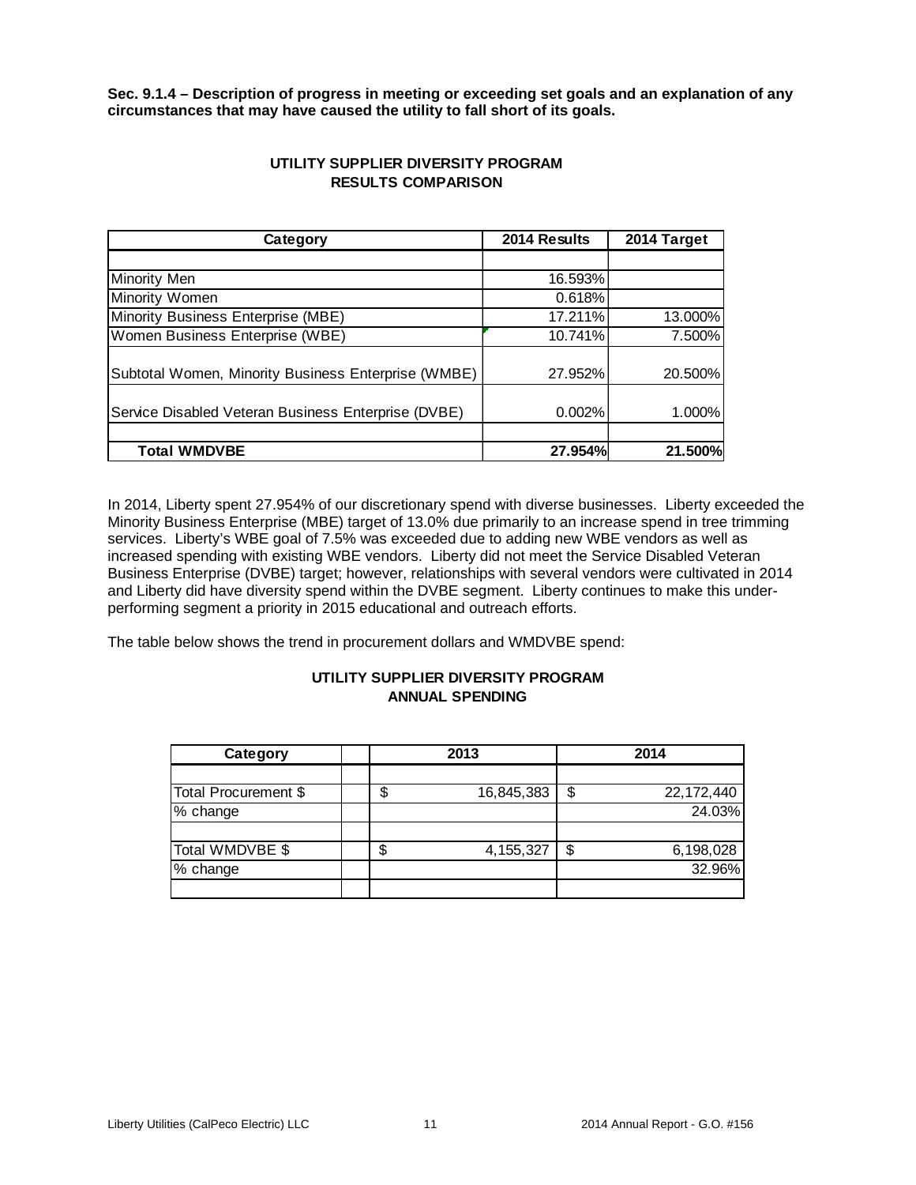**Sec. 9.1.4 – Description of progress in meeting or exceeding set goals and an explanation of any circumstances that may have caused the utility to fall short of its goals.**

**UTILITY SUPPLIER DIVERSITY PROGRAM**
**RESULTS COMPARISON**

| Category | 2014 Results | 2014 Target |
|---|---|---|
| | | |
| Minority Men | 16.593% | |
| Minority Women | 0.618% | |
| Minority Business Enterprise (MBE) | 17.211% | 13.000% |
| Women Business Enterprise (WBE) | 10.741% | 7.500% |
| Subtotal Women, Minority Business Enterprise (WMBE) | 27.952% | 20.500% |
| Service Disabled Veteran Business Enterprise (DVBE) | 0.002% | 1.000% |
| | | |
| **Total WMDVBE** | **27.954%** | **21.500%** |

In 2014, Liberty spent 27.954% of our discretionary spend with diverse businesses. Liberty exceeded the Minority Business Enterprise (MBE) target of 13.0% due primarily to an increase spend in tree trimming services. Liberty's WBE goal of 7.5% was exceeded due to adding new WBE vendors as well as increased spending with existing WBE vendors. Liberty did not meet the Service Disabled Veteran Business Enterprise (DVBE) target; however, relationships with several vendors were cultivated in 2014 and Liberty did have diversity spend within the DVBE segment. Liberty continues to make this under-performing segment a priority in 2015 educational and outreach efforts.

The table below shows the trend in procurement dollars and WMDVBE spend:

**UTILITY SUPPLIER DIVERSITY PROGRAM**
**ANNUAL SPENDING**

| Category | | 2013 | 2014 |
|---|---|---|---|
| | | | |
| Total Procurement $ | | $ 16,845,383 | $ 22,172,440 |
| % change | | | 24.03% |
| | | | |
| Total WMDVBE $ | | $ 4,155,327 | $ 6,198,028 |
| % change | | | 32.96% |
| | | | |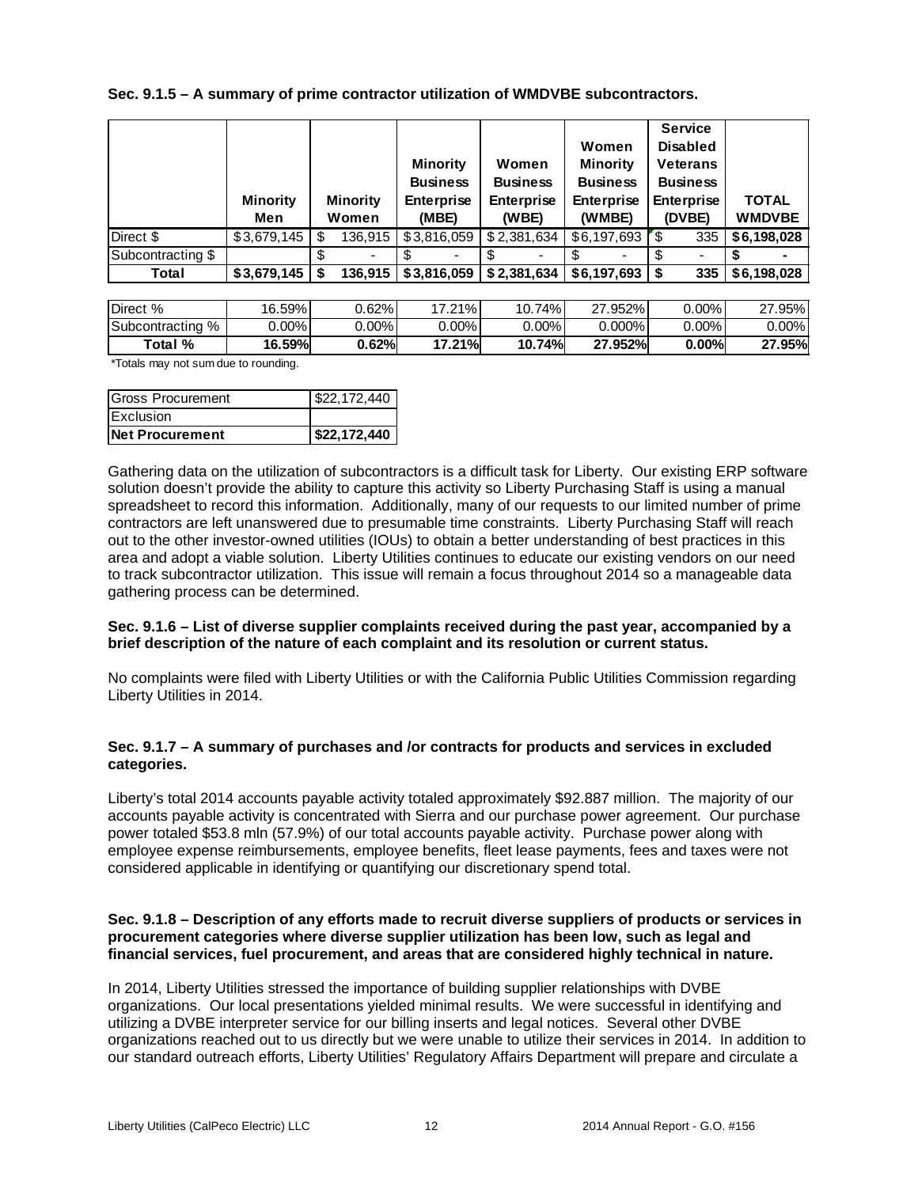**Sec. 9.1.5 – A summary of prime contractor utilization of WMDVBE subcontractors.**

| | Minority Men | Minority Women | Minority Business Enterprise (MBE) | Women Business Enterprise (WBE) | Women Minority Business Enterprise (WMBE) | Service Disabled Veterans Business Enterprise (DVBE) | TOTAL WMDVBE |
|---|---|---|---|---|---|---|---|
| Direct $ | $3,679,145 | $ 136,915 | $3,816,059 | $ 2,381,634 | $6,197,693 | $ 335 | $6,198,028 |
| Subcontracting $ | | $ - | $ - | $ - | $ - | $ - | $ - |
| **Total** | **$3,679,145** | **$ 136,915** | **$3,816,059** | **$ 2,381,634** | **$6,197,693** | **$ 335** | **$6,198,028** |
| Direct % | 16.59% | 0.62% | 17.21% | 10.74% | 27.952% | 0.00% | 27.95% |
| Subcontracting % | 0.00% | 0.00% | 0.00% | 0.00% | 0.000% | 0.00% | 0.00% |
| **Total %** | **16.59%** | **0.62%** | **17.21%** | **10.74%** | **27.952%** | **0.00%** | **27.95%** |

*Totals may not sum due to rounding.

| | |
|---|---|
| Gross Procurement | $22,172,440 |
| Exclusion | |
| **Net Procurement** | **$22,172,440** |

Gathering data on the utilization of subcontractors is a difficult task for Liberty. Our existing ERP software solution doesn't provide the ability to capture this activity so Liberty Purchasing Staff is using a manual spreadsheet to record this information. Additionally, many of our requests to our limited number of prime contractors are left unanswered due to presumable time constraints. Liberty Purchasing Staff will reach out to the other investor-owned utilities (IOUs) to obtain a better understanding of best practices in this area and adopt a viable solution. Liberty Utilities continues to educate our existing vendors on our need to track subcontractor utilization. This issue will remain a focus throughout 2014 so a manageable data gathering process can be determined.

**Sec. 9.1.6 – List of diverse supplier complaints received during the past year, accompanied by a brief description of the nature of each complaint and its resolution or current status.**

No complaints were filed with Liberty Utilities or with the California Public Utilities Commission regarding Liberty Utilities in 2014.

**Sec. 9.1.7 – A summary of purchases and /or contracts for products and services in excluded categories.**

Liberty's total 2014 accounts payable activity totaled approximately $92.887 million. The majority of our accounts payable activity is concentrated with Sierra and our purchase power agreement. Our purchase power totaled $53.8 mln (57.9%) of our total accounts payable activity. Purchase power along with employee expense reimbursements, employee benefits, fleet lease payments, fees and taxes were not considered applicable in identifying or quantifying our discretionary spend total.

**Sec. 9.1.8 – Description of any efforts made to recruit diverse suppliers of products or services in procurement categories where diverse supplier utilization has been low, such as legal and financial services, fuel procurement, and areas that are considered highly technical in nature.**

In 2014, Liberty Utilities stressed the importance of building supplier relationships with DVBE organizations. Our local presentations yielded minimal results. We were successful in identifying and utilizing a DVBE interpreter service for our billing inserts and legal notices. Several other DVBE organizations reached out to us directly but we were unable to utilize their services in 2014. In addition to our standard outreach efforts, Liberty Utilities' Regulatory Affairs Department will prepare and circulate a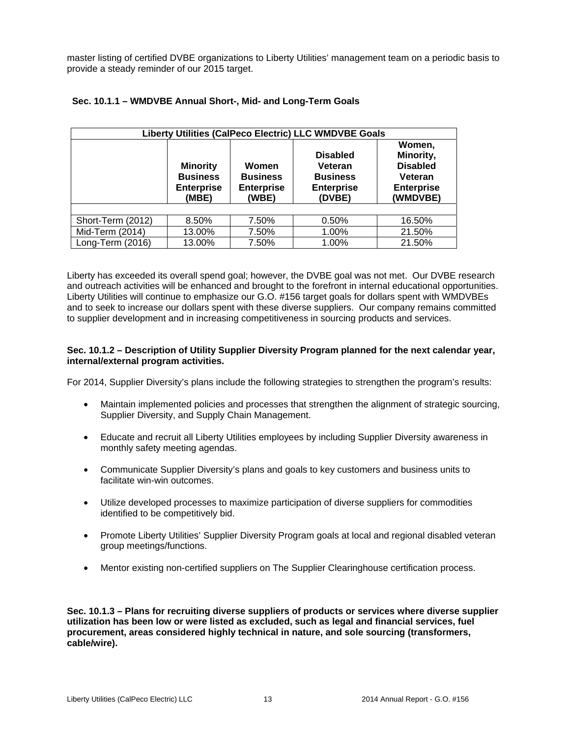master listing of certified DVBE organizations to Liberty Utilities' management team on a periodic basis to provide a steady reminder of our 2015 target.

**Sec. 10.1.1 – WMDVBE Annual Short-, Mid- and Long-Term Goals**

| Liberty Utilities (CalPeco Electric) LLC WMDVBE Goals | | | | |
|---|---|---|---|---|
| | **Minority Business Enterprise (MBE)** | **Women Business Enterprise (WBE)** | **Disabled Veteran Business Enterprise (DVBE)** | **Women, Minority, Disabled Veteran Enterprise (WMDVBE)** |
| | | | | |
| Short-Term (2012) | 8.50% | 7.50% | 0.50% | 16.50% |
| Mid-Term (2014) | 13.00% | 7.50% | 1.00% | 21.50% |
| Long-Term (2016) | 13.00% | 7.50% | 1.00% | 21.50% |

Liberty has exceeded its overall spend goal; however, the DVBE goal was not met. Our DVBE research and outreach activities will be enhanced and brought to the forefront in internal educational opportunities. Liberty Utilities will continue to emphasize our G.O. #156 target goals for dollars spent with WMDVBEs and to seek to increase our dollars spent with these diverse suppliers. Our company remains committed to supplier development and in increasing competitiveness in sourcing products and services.

**Sec. 10.1.2 – Description of Utility Supplier Diversity Program planned for the next calendar year, internal/external program activities.**

For 2014, Supplier Diversity's plans include the following strategies to strengthen the program's results:

- Maintain implemented policies and processes that strengthen the alignment of strategic sourcing, Supplier Diversity, and Supply Chain Management.
- Educate and recruit all Liberty Utilities employees by including Supplier Diversity awareness in monthly safety meeting agendas.
- Communicate Supplier Diversity's plans and goals to key customers and business units to facilitate win-win outcomes.
- Utilize developed processes to maximize participation of diverse suppliers for commodities identified to be competitively bid.
- Promote Liberty Utilities' Supplier Diversity Program goals at local and regional disabled veteran group meetings/functions.
- Mentor existing non-certified suppliers on The Supplier Clearinghouse certification process.

**Sec. 10.1.3 – Plans for recruiting diverse suppliers of products or services where diverse supplier utilization has been low or were listed as excluded, such as legal and financial services, fuel procurement, areas considered highly technical in nature, and sole sourcing (transformers, cable/wire).**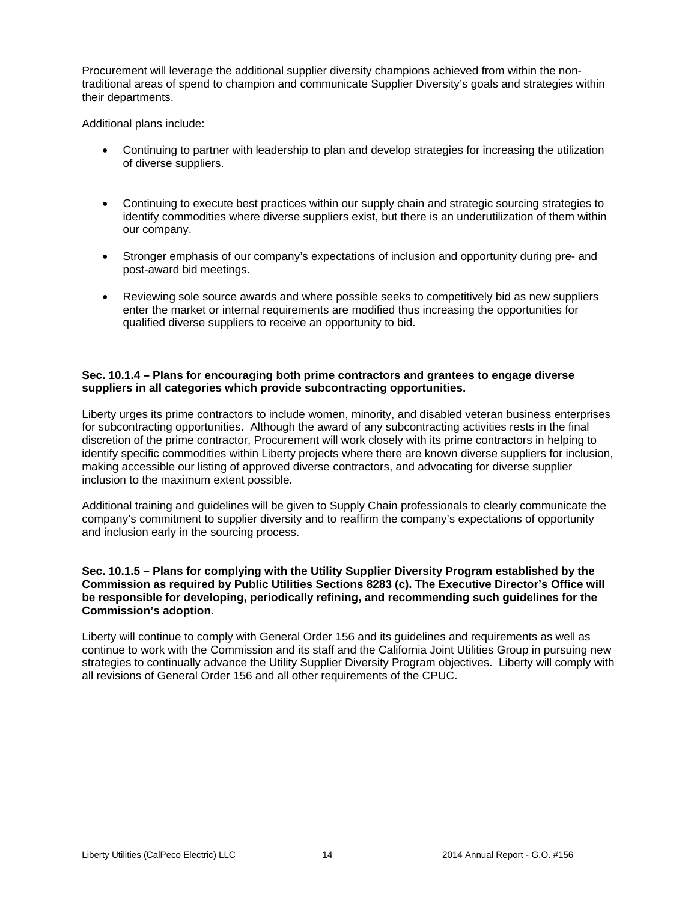Procurement will leverage the additional supplier diversity champions achieved from within the non-traditional areas of spend to champion and communicate Supplier Diversity's goals and strategies within their departments.

Additional plans include:

- Continuing to partner with leadership to plan and develop strategies for increasing the utilization of diverse suppliers.

- Continuing to execute best practices within our supply chain and strategic sourcing strategies to identify commodities where diverse suppliers exist, but there is an underutilization of them within our company.

- Stronger emphasis of our company's expectations of inclusion and opportunity during pre- and post-award bid meetings.

- Reviewing sole source awards and where possible seeks to competitively bid as new suppliers enter the market or internal requirements are modified thus increasing the opportunities for qualified diverse suppliers to receive an opportunity to bid.

**Sec. 10.1.4 – Plans for encouraging both prime contractors and grantees to engage diverse suppliers in all categories which provide subcontracting opportunities.**

Liberty urges its prime contractors to include women, minority, and disabled veteran business enterprises for subcontracting opportunities. Although the award of any subcontracting activities rests in the final discretion of the prime contractor, Procurement will work closely with its prime contractors in helping to identify specific commodities within Liberty projects where there are known diverse suppliers for inclusion, making accessible our listing of approved diverse contractors, and advocating for diverse supplier inclusion to the maximum extent possible.

Additional training and guidelines will be given to Supply Chain professionals to clearly communicate the company's commitment to supplier diversity and to reaffirm the company's expectations of opportunity and inclusion early in the sourcing process.

**Sec. 10.1.5 – Plans for complying with the Utility Supplier Diversity Program established by the Commission as required by Public Utilities Sections 8283 (c). The Executive Director's Office will be responsible for developing, periodically refining, and recommending such guidelines for the Commission's adoption.**

Liberty will continue to comply with General Order 156 and its guidelines and requirements as well as continue to work with the Commission and its staff and the California Joint Utilities Group in pursuing new strategies to continually advance the Utility Supplier Diversity Program objectives. Liberty will comply with all revisions of General Order 156 and all other requirements of the CPUC.